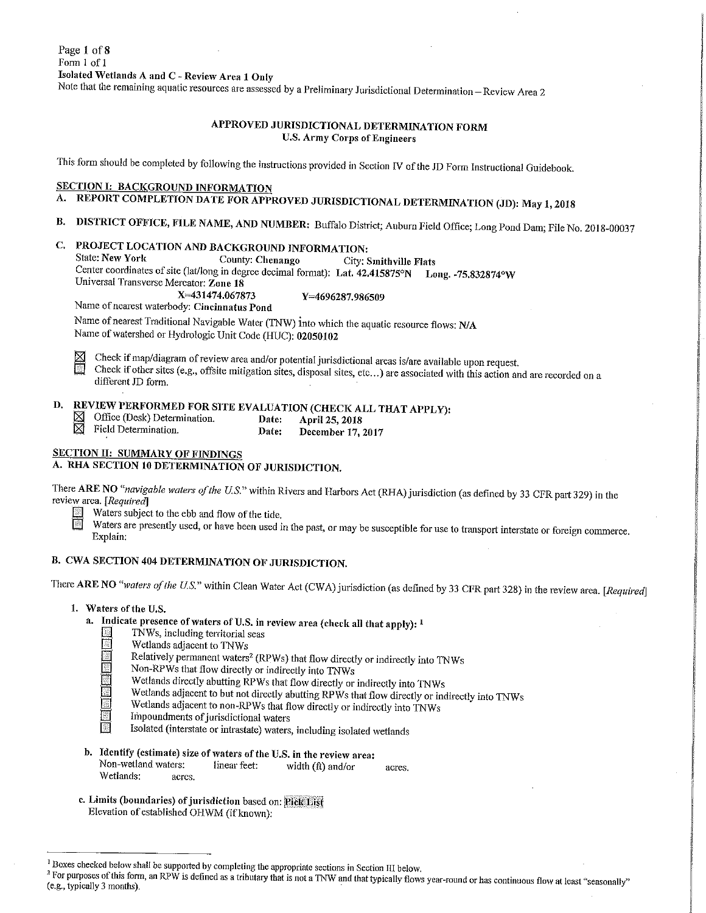Form 1 of 1

**Isolated Wetlands A and C - Review Area 1 Only**

Note that the remaining aquatic resources are assessed by a Preliminary Jurisdictional Determination – Review Area 2

## APPROVED JURISDICTIONAL DETERMINATION FORM
### U.S. Army Corps of Engineers

This form should be completed by following the instructions provided in Section IV of the JD Form Instructional Guidebook.

## SECTION I: BACKGROUND INFORMATION

**A. REPORT COMPLETION DATE FOR APPROVED JURISDICTIONAL DETERMINATION (JD): May 1, 2018**

**B. DISTRICT OFFICE, FILE NAME, AND NUMBER:** Buffalo District; Auburn Field Office; Long Pond Dam; File No. 2018-00037

**C. PROJECT LOCATION AND BACKGROUND INFORMATION:**

State: **New York** County: **Chenango** City: **Smithville Flats**

Center coordinates of site (lat/long in degree decimal format): **Lat. 42.415875°N Long. -75.832874°W**

Universal Transverse Mercator: **Zone 18**

**X=431474.067873 Y=4696287.986509**

Name of nearest waterbody: **Cincinnatus Pond**

Name of nearest Traditional Navigable Water (TNW) into which the aquatic resource flows: **N/A**

Name of watershed or Hydrologic Unit Code (HUC): **02050102**

☒ Check if map/diagram of review area and/or potential jurisdictional areas is/are available upon request.

☐ Check if other sites (e.g., offsite mitigation sites, disposal sites, etc…) are associated with this action and are recorded on a different JD form.

**D. REVIEW PERFORMED FOR SITE EVALUATION (CHECK ALL THAT APPLY):**

☒ Office (Desk) Determination. Date: **April 25, 2018**

☒ Field Determination. Date: **December 17, 2017**

## SECTION II: SUMMARY OF FINDINGS

**A. RHA SECTION 10 DETERMINATION OF JURISDICTION.**

There **ARE NO** *"navigable waters of the U.S."* within Rivers and Harbors Act (RHA) jurisdiction (as defined by 33 CFR part 329) in the review area. *[Required]*

☐ Waters subject to the ebb and flow of the tide.

☐ Waters are presently used, or have been used in the past, or may be susceptible for use to transport interstate or foreign commerce. Explain:

**B. CWA SECTION 404 DETERMINATION OF JURISDICTION.**

There **ARE NO** *"waters of the U.S."* within Clean Water Act (CWA) jurisdiction (as defined by 33 CFR part 328) in the review area. *[Required]*

**1. Waters of the U.S.**

**a. Indicate presence of waters of U.S. in review area (check all that apply):** [1]

☐ TNWs, including territorial seas

☐ Wetlands adjacent to TNWs

☐ Relatively permanent waters[2] (RPWs) that flow directly or indirectly into TNWs

☐ Non-RPWs that flow directly or indirectly into TNWs

☐ Wetlands directly abutting RPWs that flow directly or indirectly into TNWs

☐ Wetlands adjacent to but not directly abutting RPWs that flow directly or indirectly into TNWs

☐ Wetlands adjacent to non-RPWs that flow directly or indirectly into TNWs

☐ Impoundments of jurisdictional waters

☐ Isolated (interstate or intrastate) waters, including isolated wetlands

**b. Identify (estimate) size of waters of the U.S. in the review area:**

Non-wetland waters: linear feet: width (ft) and/or acres.

Wetlands: acres.

**c. Limits (boundaries) of jurisdiction** based on: Pick List

Elevation of established OHWM (if known):

---

[1] Boxes checked below shall be supported by completing the appropriate sections in Section III below.

[2] For purposes of this form, an RPW is defined as a tributary that is not a TNW and that typically flows year-round or has continuous flow at least "seasonally" (e.g., typically 3 months).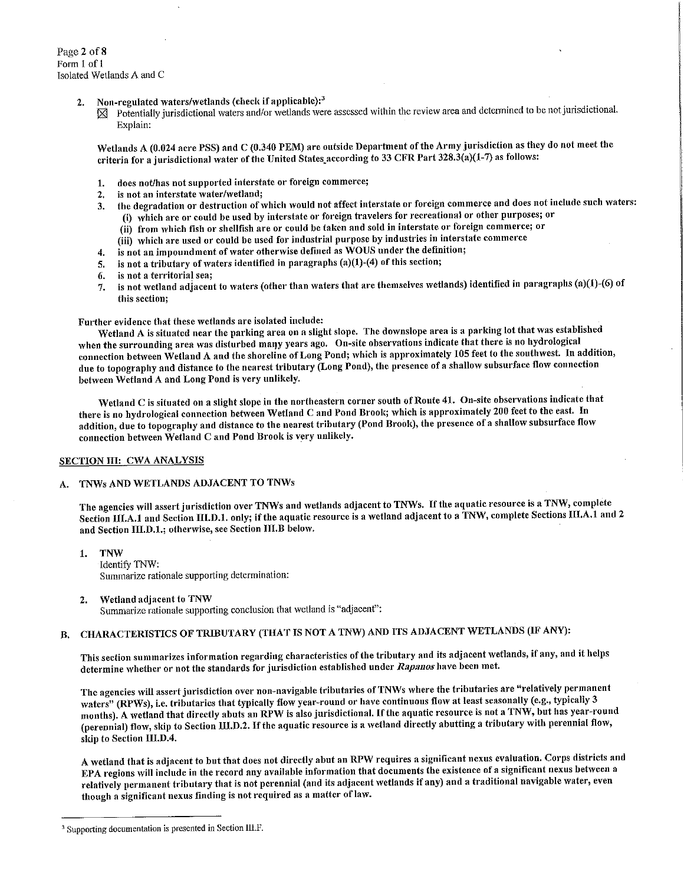2. Non-regulated waters/wetlands (check if applicable):[3]

☒ Potentially jurisdictional waters and/or wetlands were assessed within the review area and determined to be not jurisdictional. Explain:

**Wetlands A (0.024 acre PSS) and C (0.340 PEM) are outside Department of the Army jurisdiction as they do not meet the criteria for a jurisdictional water of the United States according to 33 CFR Part 328.3(a)(1-7) as follows:**

1. **does not/has not supported interstate or foreign commerce;**
2. **is not an interstate water/wetland;**
3. **the degradation or destruction of which would not affect interstate or foreign commerce and does not include such waters:**
   **(i) which are or could be used by interstate or foreign travelers for recreational or other purposes; or**
   **(ii) from which fish or shellfish are or could be taken and sold in interstate or foreign commerce; or**
   **(iii) which are used or could be used for industrial purpose by industries in interstate commerce**
4. **is not an impoundment of water otherwise defined as WOUS under the definition;**
5. **is not a tributary of waters identified in paragraphs (a)(1)-(4) of this section;**
6. **is not a territorial sea;**
7. **is not wetland adjacent to waters (other than waters that are themselves wetlands) identified in paragraphs (a)(1)-(6) of this section;**

**Further evidence that these wetlands are isolated include:**

**Wetland A is situated near the parking area on a slight slope. The downslope area is a parking lot that was established when the surrounding area was disturbed many years ago. On-site observations indicate that there is no hydrological connection between Wetland A and the shoreline of Long Pond; which is approximately 105 feet to the southwest. In addition, due to topography and distance to the nearest tributary (Long Pond), the presence of a shallow subsurface flow connection between Wetland A and Long Pond is very unlikely.**

**Wetland C is situated on a slight slope in the northeastern corner south of Route 41. On-site observations indicate that there is no hydrological connection between Wetland C and Pond Brook; which is approximately 200 feet to the east. In addition, due to topography and distance to the nearest tributary (Pond Brook), the presence of a shallow subsurface flow connection between Wetland C and Pond Brook is very unlikely.**

## SECTION III: CWA ANALYSIS

### A. TNWs AND WETLANDS ADJACENT TO TNWs

**The agencies will assert jurisdiction over TNWs and wetlands adjacent to TNWs. If the aquatic resource is a TNW, complete Section III.A.1 and Section III.D.1. only; if the aquatic resource is a wetland adjacent to a TNW, complete Sections III.A.1 and 2 and Section III.D.1.; otherwise, see Section III.B below.**

1. **TNW**
   Identify TNW:
   Summarize rationale supporting determination:

2. **Wetland adjacent to TNW**
   Summarize rationale supporting conclusion that wetland is "adjacent":

### B. CHARACTERISTICS OF TRIBUTARY (THAT IS NOT A TNW) AND ITS ADJACENT WETLANDS (IF ANY):

**This section summarizes information regarding characteristics of the tributary and its adjacent wetlands, if any, and it helps determine whether or not the standards for jurisdiction established under *Rapanos* have been met.**

**The agencies will assert jurisdiction over non-navigable tributaries of TNWs where the tributaries are "relatively permanent waters" (RPWs), i.e. tributaries that typically flow year-round or have continuous flow at least seasonally (e.g., typically 3 months). A wetland that directly abuts an RPW is also jurisdictional. If the aquatic resource is not a TNW, but has year-round (perennial) flow, skip to Section III.D.2. If the aquatic resource is a wetland directly abutting a tributary with perennial flow, skip to Section III.D.4.**

**A wetland that is adjacent to but that does not directly abut an RPW requires a significant nexus evaluation. Corps districts and EPA regions will include in the record any available information that documents the existence of a significant nexus between a relatively permanent tributary that is not perennial (and its adjacent wetlands if any) and a traditional navigable water, even though a significant nexus finding is not required as a matter of law.**

---

[3] Supporting documentation is presented in Section III.F.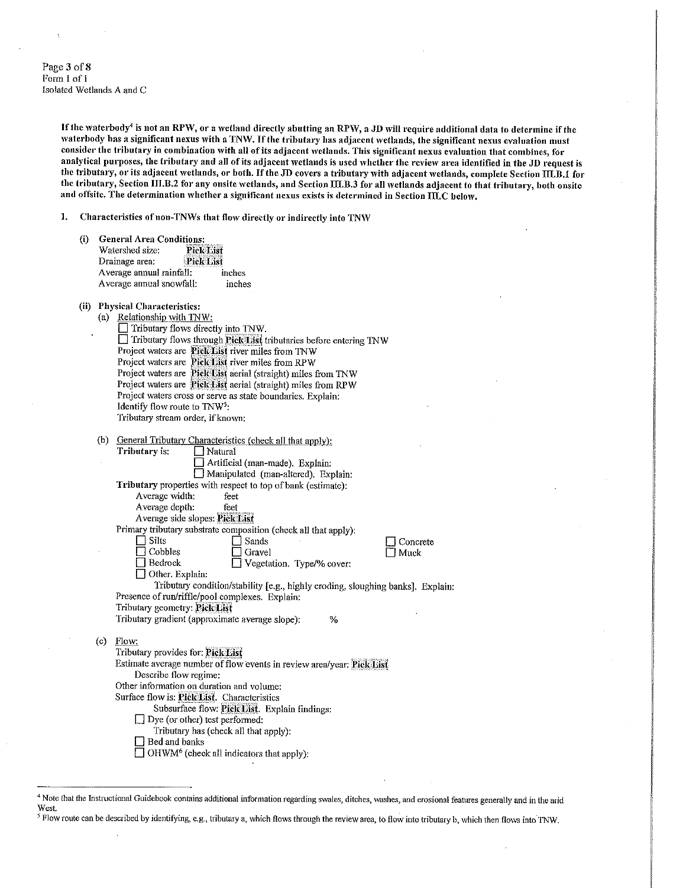**If the waterbody[4] is not an RPW, or a wetland directly abutting an RPW, a JD will require additional data to determine if the waterbody has a significant nexus with a TNW. If the tributary has adjacent wetlands, the significant nexus evaluation must consider the tributary in combination with all of its adjacent wetlands. This significant nexus evaluation that combines, for analytical purposes, the tributary and all of its adjacent wetlands is used whether the review area identified in the JD request is the tributary, or its adjacent wetlands, or both. If the JD covers a tributary with adjacent wetlands, complete Section III.B.1 for the tributary, Section III.B.2 for any onsite wetlands, and Section III.B.3 for all wetlands adjacent to that tributary, both onsite and offsite. The determination whether a significant nexus exists is determined in Section III.C below.**

1. **Characteristics of non-TNWs that flow directly or indirectly into TNW**

   (i) **General Area Conditions:**
   Watershed size: **Pick List**
   Drainage area: **Pick List**
   Average annual rainfall: inches
   Average annual snowfall: inches

   (ii) **Physical Characteristics:**
   (a) Relationship with TNW:
   ☐ Tributary flows directly into TNW.
   ☐ Tributary flows through **Pick List** tributaries before entering TNW
   Project waters are **Pick List** river miles from TNW
   Project waters are **Pick List** river miles from RPW
   Project waters are **Pick List** aerial (straight) miles from TNW
   Project waters are **Pick List** aerial (straight) miles from RPW
   Project waters cross or serve as state boundaries. Explain:
   Identify flow route to TNW[5]:
   Tributary stream order, if known:

   (b) General Tributary Characteristics (check all that apply):
   **Tributary** is: ☐ Natural
   ☐ Artificial (man-made). Explain:
   ☐ Manipulated (man-altered). Explain:
   **Tributary** properties with respect to top of bank (estimate):
   Average width: feet
   Average depth: feet
   Average side slopes: **Pick List**
   Primary tributary substrate composition (check all that apply):
   ☐ Silts ☐ Sands ☐ Concrete
   ☐ Cobbles ☐ Gravel ☐ Muck
   ☐ Bedrock ☐ Vegetation. Type/% cover:
   ☐ Other. Explain:
   Tributary condition/stability [e.g., highly eroding, sloughing banks]. Explain:
   Presence of run/riffle/pool complexes. Explain:
   Tributary geometry: **Pick List**
   Tributary gradient (approximate average slope): %

   (c) Flow:
   Tributary provides for: **Pick List**
   Estimate average number of flow events in review area/year: **Pick List**
   Describe flow regime:
   Other information on duration and volume:
   Surface flow is: **Pick List**. Characteristics
   Subsurface flow: **Pick List**. Explain findings:
   ☐ Dye (or other) test performed:
   Tributary has (check all that apply):
   ☐ Bed and banks
   ☐ OHWM[6] (check all indicators that apply):

---

[4] Note that the Instructional Guidebook contains additional information regarding swales, ditches, washes, and erosional features generally and in the arid West.

[5] Flow route can be described by identifying, e.g., tributary a, which flows through the review area, to flow into tributary b, which then flows into TNW.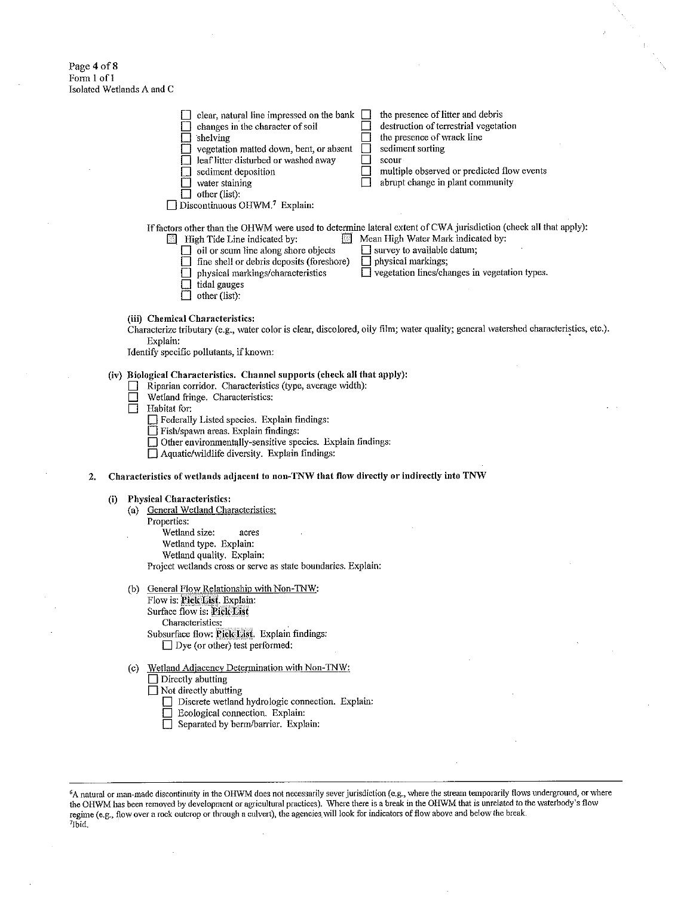Page 4 of 8
Form 1 of 1
Isolated Wetlands A and C

- ☐ clear, natural line impressed on the bank
- ☐ changes in the character of soil
- ☐ shelving
- ☐ vegetation matted down, bent, or absent
- ☐ leaf litter disturbed or washed away
- ☐ sediment deposition
- ☐ water staining
- ☐ other (list):
- ☐ the presence of litter and debris
- ☐ destruction of terrestrial vegetation
- ☐ the presence of wrack line
- ☐ sediment sorting
- ☐ scour
- ☐ multiple observed or predicted flow events
- ☐ abrupt change in plant community

☐ Discontinuous OHWM.[7] Explain:

If factors other than the OHWM were used to determine lateral extent of CWA jurisdiction (check all that apply):

- ☐ High Tide Line indicated by:
  - ☐ oil or scum line along shore objects
  - ☐ fine shell or debris deposits (foreshore)
  - ☐ physical markings/characteristics
  - ☐ tidal gauges
  - ☐ other (list):
- ☐ Mean High Water Mark indicated by:
  - ☐ survey to available datum;
  - ☐ physical markings;
  - ☐ vegetation lines/changes in vegetation types.

**(iii) Chemical Characteristics:**

Characterize tributary (e.g., water color is clear, discolored, oily film; water quality; general watershed characteristics, etc.). Explain:

Identify specific pollutants, if known:

**(iv) Biological Characteristics. Channel supports (check all that apply):**

- ☐ Riparian corridor. Characteristics (type, average width):
- ☐ Wetland fringe. Characteristics:
- ☐ Habitat for:
  - ☐ Federally Listed species. Explain findings:
  - ☐ Fish/spawn areas. Explain findings:
  - ☐ Other environmentally-sensitive species. Explain findings:
  - ☐ Aquatic/wildlife diversity. Explain findings:

**2. Characteristics of wetlands adjacent to non-TNW that flow directly or indirectly into TNW**

**(i) Physical Characteristics:**

(a) General Wetland Characteristics:

Properties:

Wetland size: acres

Wetland type. Explain:

Wetland quality. Explain:

Project wetlands cross or serve as state boundaries. Explain:

(b) General Flow Relationship with Non-TNW:

Flow is: Pick List. Explain:

Surface flow is: Pick List

Characteristics:

Subsurface flow: Pick List. Explain findings:

☐ Dye (or other) test performed:

(c) Wetland Adjacency Determination with Non-TNW:

- ☐ Directly abutting
- ☐ Not directly abutting
  - ☐ Discrete wetland hydrologic connection. Explain:
  - ☐ Ecological connection. Explain:
  - ☐ Separated by berm/barrier. Explain:

---

[6]A natural or man-made discontinuity in the OHWM does not necessarily sever jurisdiction (e.g., where the stream temporarily flows underground, or where the OHWM has been removed by development or agricultural practices). Where there is a break in the OHWM that is unrelated to the waterbody's flow regime (e.g., flow over a rock outcrop or through a culvert), the agencies will look for indicators of flow above and below the break.

[7]Ibid.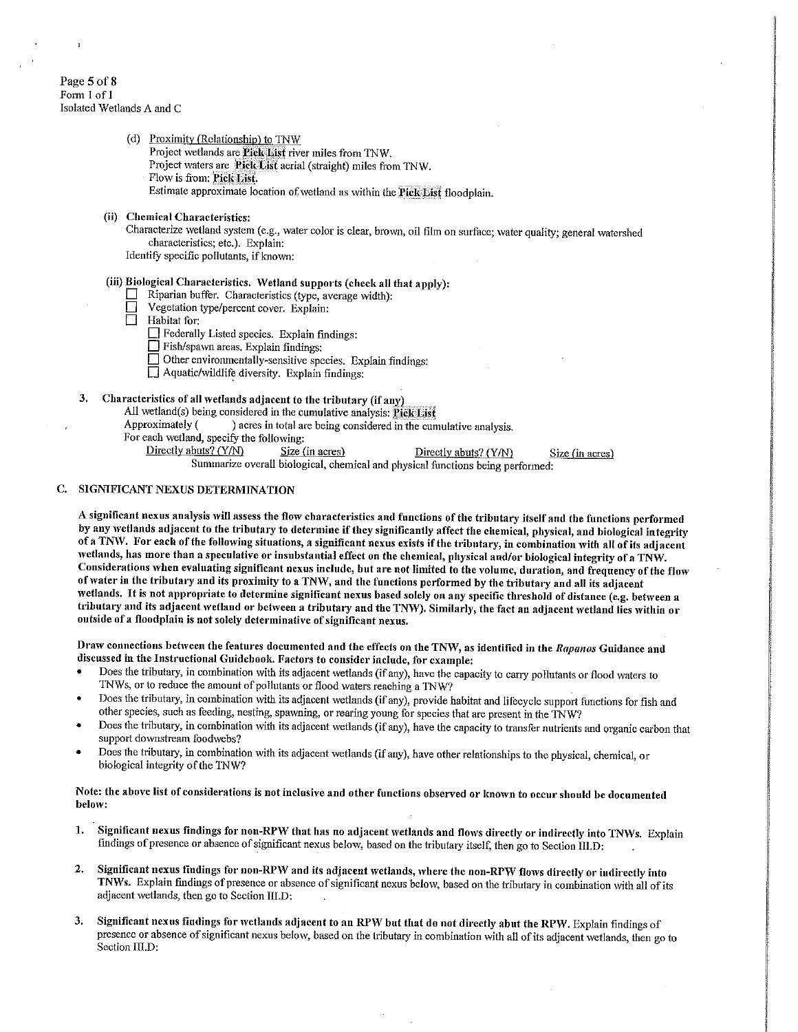(d) Proximity (Relationship) to TNW
Project wetlands are Pick List river miles from TNW.
Project waters are Pick List aerial (straight) miles from TNW.
Flow is from: Pick List.
Estimate approximate location of wetland as within the Pick List floodplain.

(ii) **Chemical Characteristics:**
Characterize wetland system (e.g., water color is clear, brown, oil film on surface; water quality; general watershed characteristics; etc.). Explain:
Identify specific pollutants, if known:

(iii) **Biological Characteristics. Wetland supports (check all that apply):**

- ☐ Riparian buffer. Characteristics (type, average width):
- ☐ Vegetation type/percent cover. Explain:
- ☐ Habitat for:
  - ☐ Federally Listed species. Explain findings:
  - ☐ Fish/spawn areas. Explain findings:
  - ☐ Other environmentally-sensitive species. Explain findings:
  - ☐ Aquatic/wildlife diversity. Explain findings:

3. **Characteristics of all wetlands adjacent to the tributary (if any)**
All wetland(s) being considered in the cumulative analysis: Pick List
Approximately (     ) acres in total are being considered in the cumulative analysis.
For each wetland, specify the following:

| Directly abuts? (Y/N) | Size (in acres) | Directly abuts? (Y/N) | Size (in acres) |
|---|---|---|---|

Summarize overall biological, chemical and physical functions being performed:

## C. SIGNIFICANT NEXUS DETERMINATION

**A significant nexus analysis will assess the flow characteristics and functions of the tributary itself and the functions performed by any wetlands adjacent to the tributary to determine if they significantly affect the chemical, physical, and biological integrity of a TNW. For each of the following situations, a significant nexus exists if the tributary, in combination with all of its adjacent wetlands, has more than a speculative or insubstantial effect on the chemical, physical and/or biological integrity of a TNW. Considerations when evaluating significant nexus include, but are not limited to the volume, duration, and frequency of the flow of water in the tributary and its proximity to a TNW, and the functions performed by the tributary and all its adjacent wetlands. It is not appropriate to determine significant nexus based solely on any specific threshold of distance (e.g. between a tributary and its adjacent wetland or between a tributary and the TNW). Similarly, the fact an adjacent wetland lies within or outside of a floodplain is not solely determinative of significant nexus.**

**Draw connections between the features documented and the effects on the TNW, as identified in the *Rapanos* Guidance and discussed in the Instructional Guidebook. Factors to consider include, for example:**

- Does the tributary, in combination with its adjacent wetlands (if any), have the capacity to carry pollutants or flood waters to TNWs, or to reduce the amount of pollutants or flood waters reaching a TNW?
- Does the tributary, in combination with its adjacent wetlands (if any), provide habitat and lifecycle support functions for fish and other species, such as feeding, nesting, spawning, or rearing young for species that are present in the TNW?
- Does the tributary, in combination with its adjacent wetlands (if any), have the capacity to transfer nutrients and organic carbon that support downstream foodwebs?
- Does the tributary, in combination with its adjacent wetlands (if any), have other relationships to the physical, chemical, or biological integrity of the TNW?

**Note: the above list of considerations is not inclusive and other functions observed or known to occur should be documented below:**

1. **Significant nexus findings for non-RPW that has no adjacent wetlands and flows directly or indirectly into TNWs.** Explain findings of presence or absence of significant nexus below, based on the tributary itself, then go to Section III.D:

2. **Significant nexus findings for non-RPW and its adjacent wetlands, where the non-RPW flows directly or indirectly into TNWs.** Explain findings of presence or absence of significant nexus below, based on the tributary in combination with all of its adjacent wetlands, then go to Section III.D:

3. **Significant nexus findings for wetlands adjacent to an RPW but that do not directly abut the RPW.** Explain findings of presence or absence of significant nexus below, based on the tributary in combination with all of its adjacent wetlands, then go to Section III.D: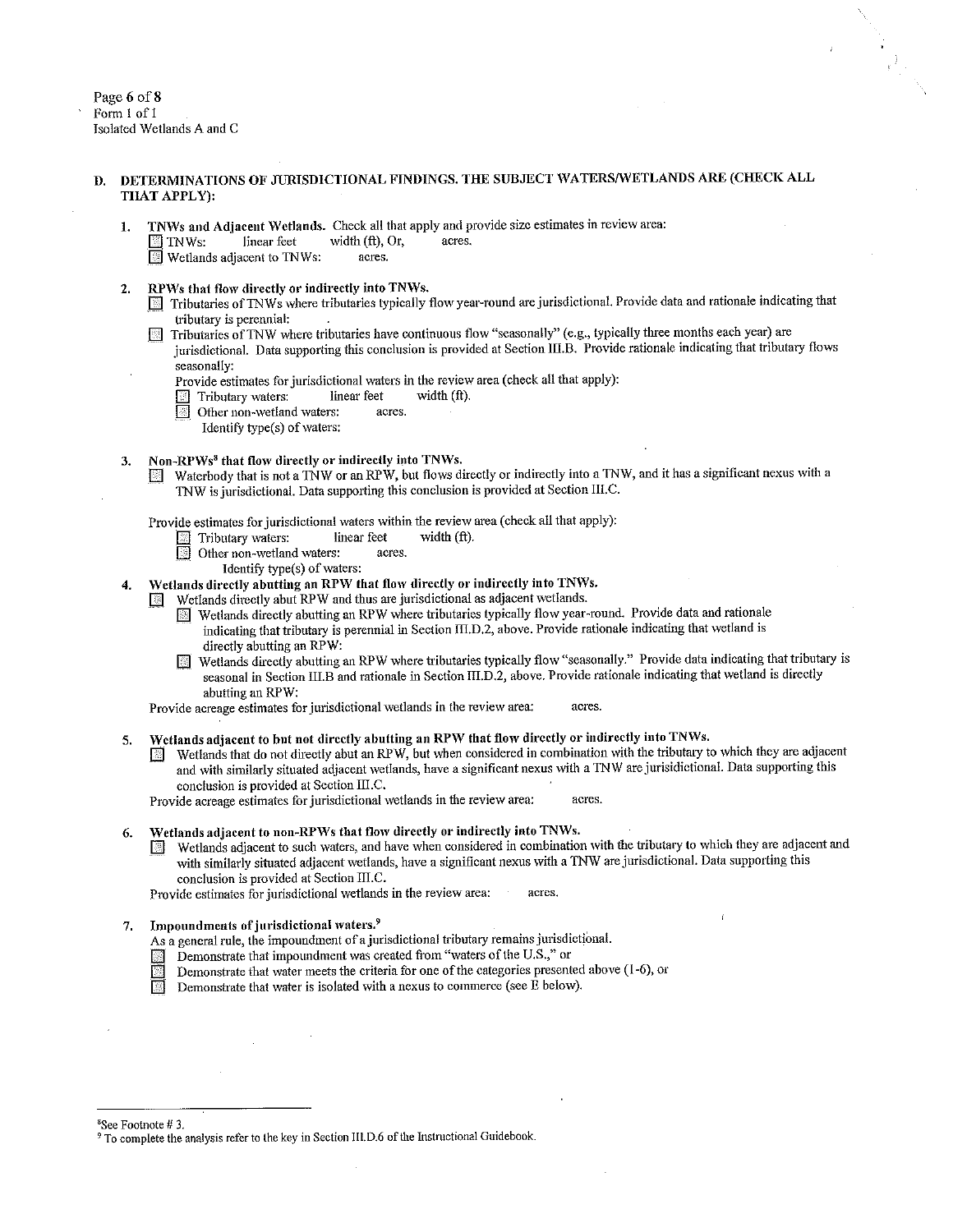Page 6 of 8
Form 1 of 1
Isolated Wetlands A and C

## D. DETERMINATIONS OF JURISDICTIONAL FINDINGS. THE SUBJECT WATERS/WETLANDS ARE (CHECK ALL THAT APPLY):

1. **TNWs and Adjacent Wetlands.** Check all that apply and provide size estimates in review area:
   - ☐ TNWs: linear feet width (ft), Or, acres.
   - ☐ Wetlands adjacent to TNWs: acres.

2. **RPWs that flow directly or indirectly into TNWs.**
   - ☐ Tributaries of TNWs where tributaries typically flow year-round are jurisdictional. Provide data and rationale indicating that tributary is perennial: .
   - ☐ Tributaries of TNW where tributaries have continuous flow "seasonally" (e.g., typically three months each year) are jurisdictional. Data supporting this conclusion is provided at Section III.B. Provide rationale indicating that tributary flows seasonally:

   Provide estimates for jurisdictional waters in the review area (check all that apply):
   - ☐ Tributary waters: linear feet width (ft).
   - ☐ Other non-wetland waters: acres.
     Identify type(s) of waters:

3. **Non-RPWs[8] that flow directly or indirectly into TNWs.**
   - ☐ Waterbody that is not a TNW or an RPW, but flows directly or indirectly into a TNW, and it has a significant nexus with a TNW is jurisdictional. Data supporting this conclusion is provided at Section III.C.

   Provide estimates for jurisdictional waters within the review area (check all that apply):
   - ☐ Tributary waters: linear feet width (ft).
   - ☐ Other non-wetland waters: acres.
     Identify type(s) of waters:

4. **Wetlands directly abutting an RPW that flow directly or indirectly into TNWs.**
   - ☐ Wetlands directly abut RPW and thus are jurisdictional as adjacent wetlands.
     - ☐ Wetlands directly abutting an RPW where tributaries typically flow year-round. Provide data and rationale indicating that tributary is perennial in Section III.D.2, above. Provide rationale indicating that wetland is directly abutting an RPW:
     - ☐ Wetlands directly abutting an RPW where tributaries typically flow "seasonally." Provide data indicating that tributary is seasonal in Section III.B and rationale in Section III.D.2, above. Provide rationale indicating that wetland is directly abutting an RPW:

   Provide acreage estimates for jurisdictional wetlands in the review area: acres.

5. **Wetlands adjacent to but not directly abutting an RPW that flow directly or indirectly into TNWs.**
   - ☐ Wetlands that do not directly abut an RPW, but when considered in combination with the tributary to which they are adjacent and with similarly situated adjacent wetlands, have a significant nexus with a TNW are jurisidictional. Data supporting this conclusion is provided at Section III.C.

   Provide acreage estimates for jurisdictional wetlands in the review area: acres.

6. **Wetlands adjacent to non-RPWs that flow directly or indirectly into TNWs.**
   - ☐ Wetlands adjacent to such waters, and have when considered in combination with the tributary to which they are adjacent and with similarly situated adjacent wetlands, have a significant nexus with a TNW are jurisdictional. Data supporting this conclusion is provided at Section III.C.

   Provide estimates for jurisdictional wetlands in the review area: acres.

7. **Impoundments of jurisdictional waters.[9]**
   As a general rule, the impoundment of a jurisdictional tributary remains jurisdictional.
   - ☐ Demonstrate that impoundment was created from "waters of the U.S.," or
   - ☐ Demonstrate that water meets the criteria for one of the categories presented above (1-6), or
   - ☐ Demonstrate that water is isolated with a nexus to commerce (see E below).

---

[8] See Footnote # 3.

[9] To complete the analysis refer to the key in Section III.D.6 of the Instructional Guidebook.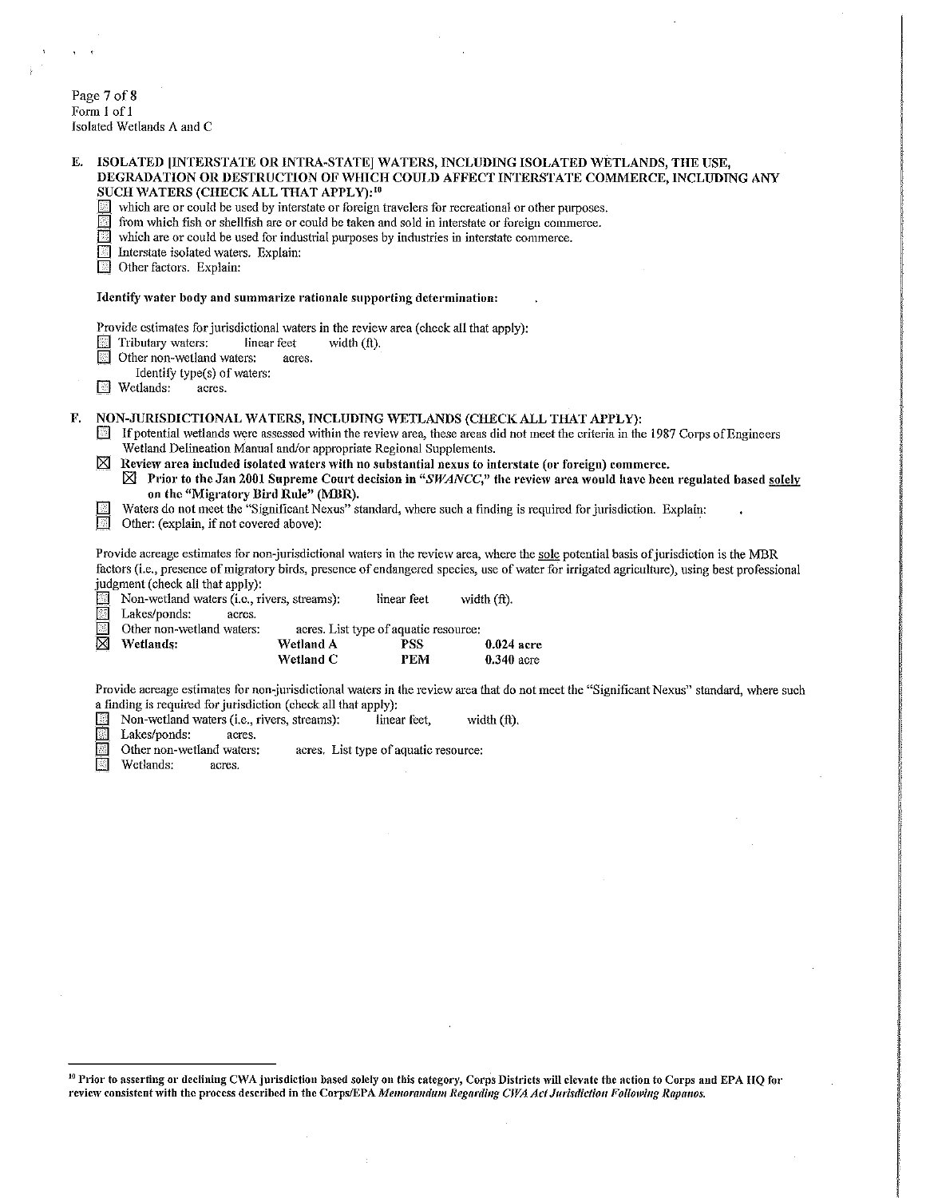Page 7 of 8
Form 1 of 1
Isolated Wetlands A and C

**E. ISOLATED [INTERSTATE OR INTRA-STATE] WATERS, INCLUDING ISOLATED WETLANDS, THE USE, DEGRADATION OR DESTRUCTION OF WHICH COULD AFFECT INTERSTATE COMMERCE, INCLUDING ANY SUCH WATERS (CHECK ALL THAT APPLY):**[10]

- ☐ which are or could be used by interstate or foreign travelers for recreational or other purposes.
- ☐ from which fish or shellfish are or could be taken and sold in interstate or foreign commerce.
- ☐ which are or could be used for industrial purposes by industries in interstate commerce.
- ☐ Interstate isolated waters. Explain:
- ☐ Other factors. Explain:

**Identify water body and summarize rationale supporting determination:**

Provide estimates for jurisdictional waters in the review area (check all that apply):

- ☐ Tributary waters: linear feet width (ft).
- ☐ Other non-wetland waters: acres.
  - Identify type(s) of waters:
- ☐ Wetlands: acres.

**F. NON-JURISDICTIONAL WATERS, INCLUDING WETLANDS (CHECK ALL THAT APPLY):**

- ☐ If potential wetlands were assessed within the review area, these areas did not meet the criteria in the 1987 Corps of Engineers Wetland Delineation Manual and/or appropriate Regional Supplements.
- ☒ **Review area included isolated waters with no substantial nexus to interstate (or foreign) commerce.**
  - ☒ **Prior to the Jan 2001 Supreme Court decision in "*SWANCC*," the review area would have been regulated based solely on the "Migratory Bird Rule" (MBR).**
- ☐ Waters do not meet the "Significant Nexus" standard, where such a finding is required for jurisdiction. Explain:
- ☐ Other: (explain, if not covered above):

Provide acreage estimates for non-jurisdictional waters in the review area, where the sole potential basis of jurisdiction is the MBR factors (i.e., presence of migratory birds, presence of endangered species, use of water for irrigated agriculture), using best professional judgment (check all that apply):

- ☐ Non-wetland waters (i.e., rivers, streams): linear feet width (ft).
- ☐ Lakes/ponds: acres.
- ☐ Other non-wetland waters: acres. List type of aquatic resource:
- ☒ **Wetlands:**

| | | |
|---|---|---|
| **Wetland A** | **PSS** | **0.024 acre** |
| **Wetland C** | **PEM** | **0.340** acre |

Provide acreage estimates for non-jurisdictional waters in the review area that do not meet the "Significant Nexus" standard, where such a finding is required for jurisdiction (check all that apply):

- ☐ Non-wetland waters (i.e., rivers, streams): linear feet, width (ft).
- ☐ Lakes/ponds: acres.
- ☐ Other non-wetland waters: acres. List type of aquatic resource:
- ☐ Wetlands: acres.

---

[10] **Prior to asserting or declining CWA jurisdiction based solely on this category, Corps Districts will elevate the action to Corps and EPA HQ for review consistent with the process described in the Corps/EPA *Memorandum Regarding CWA Act Jurisdiction Following Rapanos*.**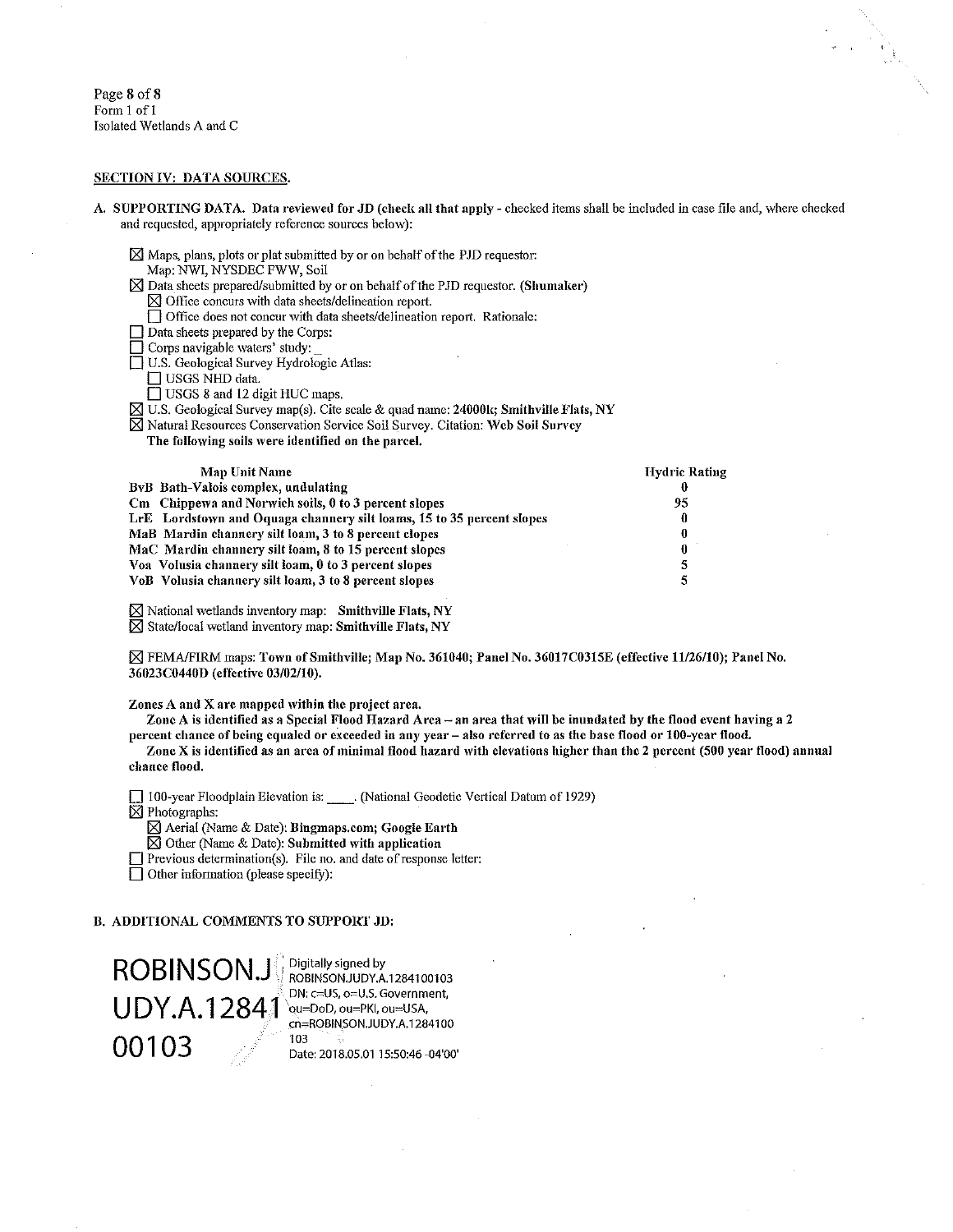Page **8** of **8**
Form 1 of 1
Isolated Wetlands A and C

## SECTION IV: DATA SOURCES.

**A. SUPPORTING DATA. Data reviewed for JD (check all that apply - checked items shall be included in case file and, where checked and requested, appropriately reference sources below):**

☒ Maps, plans, plots or plat submitted by or on behalf of the PJD requestor:
Map: NWI, NYSDEC FWW, Soil
☒ Data sheets prepared/submitted by or on behalf of the PJD requestor. **(Shumaker)**
☒ Office concurs with data sheets/delineation report.
☐ Office does not concur with data sheets/delineation report. Rationale:
☐ Data sheets prepared by the Corps:
☐ Corps navigable waters' study: _
☐ U.S. Geological Survey Hydrologic Atlas:
☐ USGS NHD data.
☐ USGS 8 and 12 digit HUC maps.
☒ U.S. Geological Survey map(s). Cite scale & quad name: **24000k; Smithville Flats, NY**
☒ Natural Resources Conservation Service Soil Survey. Citation: **Web Soil Survey**
**The following soils were identified on the parcel.**

| Map Unit Name | Hydric Rating |
|---|---|
| **BvB Bath-Valois complex, undulating** | **0** |
| **Cm Chippewa and Norwich soils, 0 to 3 percent slopes** | **95** |
| **LrE Lordstown and Oquaga channery silt loams, 15 to 35 percent slopes** | **0** |
| **MaB Mardin channery silt loam, 3 to 8 percent clopes** | **0** |
| **MaC Mardin channery silt loam, 8 to 15 percent slopes** | **0** |
| **Voa Volusia channery silt loam, 0 to 3 percent slopes** | **5** |
| **VoB Volusia channery silt loam, 3 to 8 percent slopes** | **5** |

☒ National wetlands inventory map: **Smithville Flats, NY**
☒ State/local wetland inventory map: **Smithville Flats, NY**

☒ FEMA/FIRM maps: **Town of Smithville; Map No. 361040; Panel No. 36017C0315E (effective 11/26/10); Panel No. 36023C0440D (effective 03/02/10).**

**Zones A and X are mapped within the project area.**
**Zone A is identified as a Special Flood Hazard Area – an area that will be inundated by the flood event having a 2 percent chance of being equaled or exceeded in any year – also referred to as the base flood or 100-year flood.**
**Zone X is identified as an area of minimal flood hazard with elevations higher than the 2 percent (500 year flood) annual chance flood.**

☐ 100-year Floodplain Elevation is: ____. (National Geodetic Vertical Datum of 1929)
☒ Photographs:
☒ Aerial (Name & Date): **Bingmaps.com; Google Earth**
☒ Other (Name & Date): **Submitted with application**
☐ Previous determination(s). File no. and date of response letter:
☐ Other information (please specify):

**B. ADDITIONAL COMMENTS TO SUPPORT JD:**

ROBINSON.JUDY.A.1284100103
Digitally signed by ROBINSON.JUDY.A.1284100103
DN: c=US, o=U.S. Government, ou=DoD, ou=PKI, ou=USA, cn=ROBINSON.JUDY.A.1284100103
Date: 2018.05.01 15:50:46 -04'00'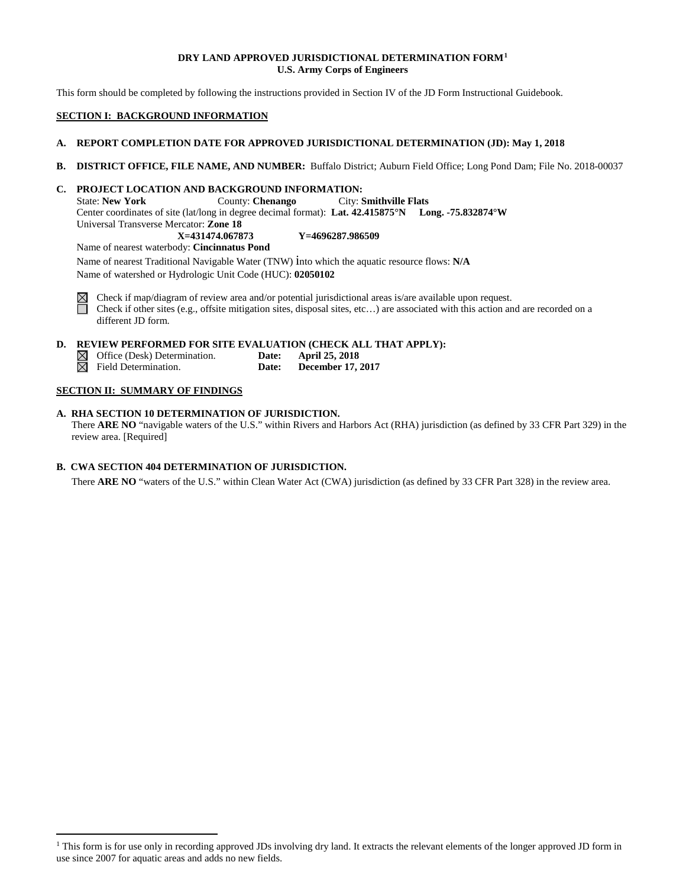# DRY LAND APPROVED JURISDICTIONAL DETERMINATION FORM[1]
## U.S. Army Corps of Engineers

This form should be completed by following the instructions provided in Section IV of the JD Form Instructional Guidebook.

## SECTION I: BACKGROUND INFORMATION

**A. REPORT COMPLETION DATE FOR APPROVED JURISDICTIONAL DETERMINATION (JD): May 1, 2018**

**B. DISTRICT OFFICE, FILE NAME, AND NUMBER:** Buffalo District; Auburn Field Office; Long Pond Dam; File No. 2018-00037

**C. PROJECT LOCATION AND BACKGROUND INFORMATION:**

State: **New York** County: **Chenango** City: **Smithville Flats**
Center coordinates of site (lat/long in degree decimal format): **Lat. 42.415875°N Long. -75.832874°W**
Universal Transverse Mercator: **Zone 18**
**X=431474.067873 Y=4696287.986509**
Name of nearest waterbody: **Cincinnatus Pond**
Name of nearest Traditional Navigable Water (TNW) into which the aquatic resource flows: **N/A**
Name of watershed or Hydrologic Unit Code (HUC): **02050102**

☒ Check if map/diagram of review area and/or potential jurisdictional areas is/are available upon request.
☐ Check if other sites (e.g., offsite mitigation sites, disposal sites, etc…) are associated with this action and are recorded on a different JD form.

**D. REVIEW PERFORMED FOR SITE EVALUATION (CHECK ALL THAT APPLY):**

☒ Office (Desk) Determination. **Date: April 25, 2018**
☒ Field Determination. **Date: December 17, 2017**

## SECTION II: SUMMARY OF FINDINGS

**A. RHA SECTION 10 DETERMINATION OF JURISDICTION.**

There **ARE NO** "navigable waters of the U.S." within Rivers and Harbors Act (RHA) jurisdiction (as defined by 33 CFR Part 329) in the review area. [Required]

**B. CWA SECTION 404 DETERMINATION OF JURISDICTION.**

There **ARE NO** "waters of the U.S." within Clean Water Act (CWA) jurisdiction (as defined by 33 CFR Part 328) in the review area.

---

[1] This form is for use only in recording approved JDs involving dry land. It extracts the relevant elements of the longer approved JD form in use since 2007 for aquatic areas and adds no new fields.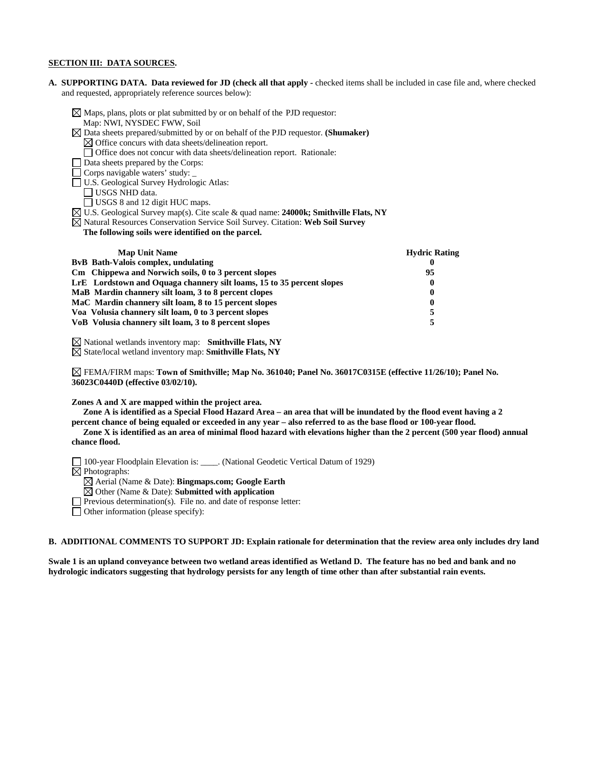**SECTION III: DATA SOURCES.**

**A. SUPPORTING DATA. Data reviewed for JD (check all that apply** - checked items shall be included in case file and, where checked and requested, appropriately reference sources below):

☒ Maps, plans, plots or plat submitted by or on behalf of the PJD requestor:
Map: NWI, NYSDEC FWW, Soil

☒ Data sheets prepared/submitted by or on behalf of the PJD requestor. **(Shumaker)**

☒ Office concurs with data sheets/delineation report.

☐ Office does not concur with data sheets/delineation report. Rationale:

☐ Data sheets prepared by the Corps:

☐ Corps navigable waters' study: _

☐ U.S. Geological Survey Hydrologic Atlas:

☐ USGS NHD data.

☐ USGS 8 and 12 digit HUC maps.

☒ U.S. Geological Survey map(s). Cite scale & quad name: **24000k; Smithville Flats, NY**

☒ Natural Resources Conservation Service Soil Survey. Citation: **Web Soil Survey**
**The following soils were identified on the parcel.**

| Map Unit Name | Hydric Rating |
|---|---|
| **BvB Bath-Valois complex, undulating** | **0** |
| **Cm Chippewa and Norwich soils, 0 to 3 percent slopes** | **95** |
| **LrE Lordstown and Oquaga channery silt loams, 15 to 35 percent slopes** | **0** |
| **MaB Mardin channery silt loam, 3 to 8 percent clopes** | **0** |
| **MaC Mardin channery silt loam, 8 to 15 percent slopes** | **0** |
| **Voa Volusia channery silt loam, 0 to 3 percent slopes** | **5** |
| **VoB Volusia channery silt loam, 3 to 8 percent slopes** | **5** |

☒ National wetlands inventory map: **Smithville Flats, NY**

☒ State/local wetland inventory map: **Smithville Flats, NY**

☒ FEMA/FIRM maps: **Town of Smithville; Map No. 361040; Panel No. 36017C0315E (effective 11/26/10); Panel No. 36023C0440D (effective 03/02/10).**

**Zones A and X are mapped within the project area.**

**Zone A is identified as a Special Flood Hazard Area – an area that will be inundated by the flood event having a 2 percent chance of being equaled or exceeded in any year – also referred to as the base flood or 100-year flood.**

**Zone X is identified as an area of minimal flood hazard with elevations higher than the 2 percent (500 year flood) annual chance flood.**

☐ 100-year Floodplain Elevation is: ____. (National Geodetic Vertical Datum of 1929)

☒ Photographs:

☒ Aerial (Name & Date): **Bingmaps.com; Google Earth**

☒ Other (Name & Date): **Submitted with application**

☐ Previous determination(s). File no. and date of response letter:

☐ Other information (please specify):

**B. ADDITIONAL COMMENTS TO SUPPORT JD: Explain rationale for determination that the review area only includes dry land**

**Swale 1 is an upland conveyance between two wetland areas identified as Wetland D. The feature has no bed and bank and no hydrologic indicators suggesting that hydrology persists for any length of time other than after substantial rain events.**